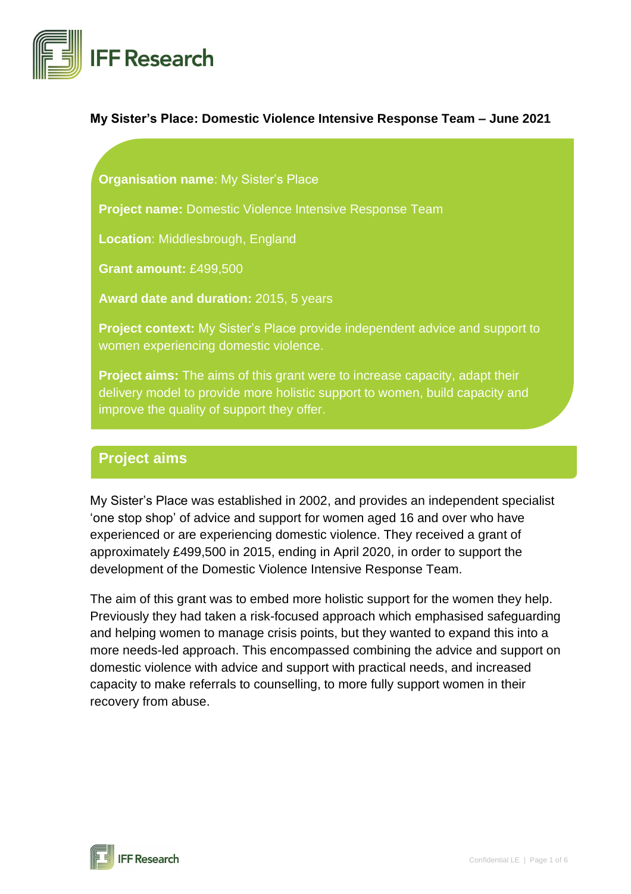**My Sister's Place: Domestic Violence Intensive Response Team – June 2021**

**Organisation name**: My Sister's Place

**Project name:** Domestic Violence Intensive Response Team

**Location**: Middlesbrough, England

**Grant amount:** £499,500

**Award date and duration:** 2015, 5 years

**Project context:** My Sister's Place provide independent advice and support to women experiencing domestic violence.

**Project aims:** The aims of this grant were to increase capacity, adapt their delivery model to provide more holistic support to women, build capacity and improve the quality of support they offer.

## Project aims

My Sister's Place was established in 2002, and provides an independent specialist 'one stop shop' of advice and support for women aged 16 and over who have experienced or are experiencing domestic violence. They received a grant of approximately £499,500 in 2015, ending in April 2020, in order to support the development of the Domestic Violence Intensive Response Team.

The aim of this grant was to embed more holistic support for the women they help. Previously they had taken a risk-focused approach which emphasised safeguarding and helping women to manage crisis points, but they wanted to expand this into a more needs-led approach. This encompassed combining the advice and support on domestic violence with advice and support with practical needs, and increased capacity to make referrals to counselling, to more fully support women in their recovery from abuse.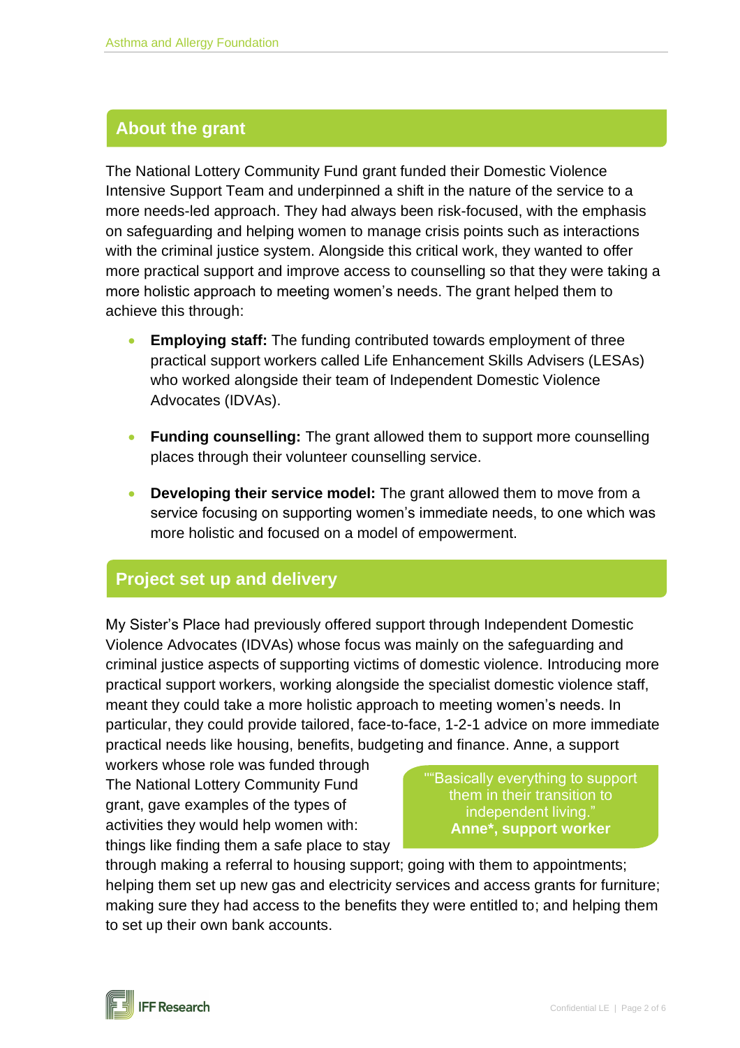## About the grant

The National Lottery Community Fund grant funded their Domestic Violence Intensive Support Team and underpinned a shift in the nature of the service to a more needs-led approach. They had always been risk-focused, with the emphasis on safeguarding and helping women to manage crisis points such as interactions with the criminal justice system. Alongside this critical work, they wanted to offer more practical support and improve access to counselling so that they were taking a more holistic approach to meeting women's needs. The grant helped them to achieve this through:

- **Employing staff:** The funding contributed towards employment of three practical support workers called Life Enhancement Skills Advisers (LESAs) who worked alongside their team of Independent Domestic Violence Advocates (IDVAs).
- **Funding counselling:** The grant allowed them to support more counselling places through their volunteer counselling service.
- **Developing their service model:** The grant allowed them to move from a service focusing on supporting women's immediate needs, to one which was more holistic and focused on a model of empowerment.

## Project set up and delivery

My Sister's Place had previously offered support through Independent Domestic Violence Advocates (IDVAs) whose focus was mainly on the safeguarding and criminal justice aspects of supporting victims of domestic violence. Introducing more practical support workers, working alongside the specialist domestic violence staff, meant they could take a more holistic approach to meeting women's needs. In particular, they could provide tailored, face-to-face, 1-2-1 advice on more immediate practical needs like housing, benefits, budgeting and finance. Anne, a support workers whose role was funded through The National Lottery Community Fund grant, gave examples of the types of activities they would help women with: things like finding them a safe place to stay through making a referral to housing support; going with them to appointments; helping them set up new gas and electricity services and access grants for furniture; making sure they had access to the benefits they were entitled to; and helping them to set up their own bank accounts.

> ""Basically everything to support them in their transition to independent living."
> **Anne*, support worker**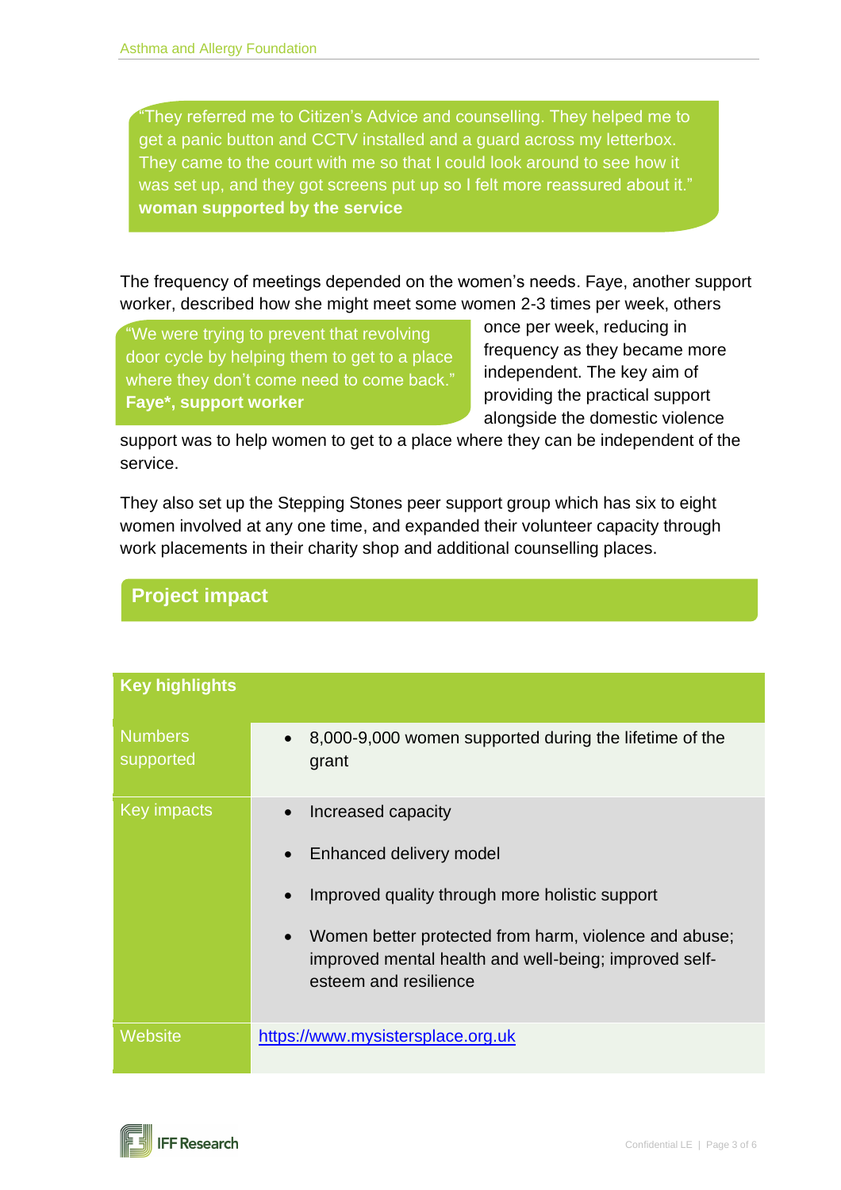"They referred me to Citizen's Advice and counselling. They helped me to get a panic button and CCTV installed and a guard across my letterbox. They came to the court with me so that I could look around to see how it was set up, and they got screens put up so I felt more reassured about it."
**woman supported by the service**

The frequency of meetings depended on the women's needs. Faye, another support worker, described how she might meet some women 2-3 times per week, others once per week, reducing in frequency as they became more independent. The key aim of providing the practical support alongside the domestic violence support was to help women to get to a place where they can be independent of the service.

"We were trying to prevent that revolving door cycle by helping them to get to a place where they don't come need to come back."
**Faye\*, support worker**

They also set up the Stepping Stones peer support group which has six to eight women involved at any one time, and expanded their volunteer capacity through work placements in their charity shop and additional counselling places.

## Project impact

| Key highlights | |
|---|---|
| Numbers supported | • 8,000-9,000 women supported during the lifetime of the grant |
| Key impacts | • Increased capacity<br>• Enhanced delivery model<br>• Improved quality through more holistic support<br>• Women better protected from harm, violence and abuse; improved mental health and well-being; improved self-esteem and resilience |
| Website | https://www.mysistersplace.org.uk |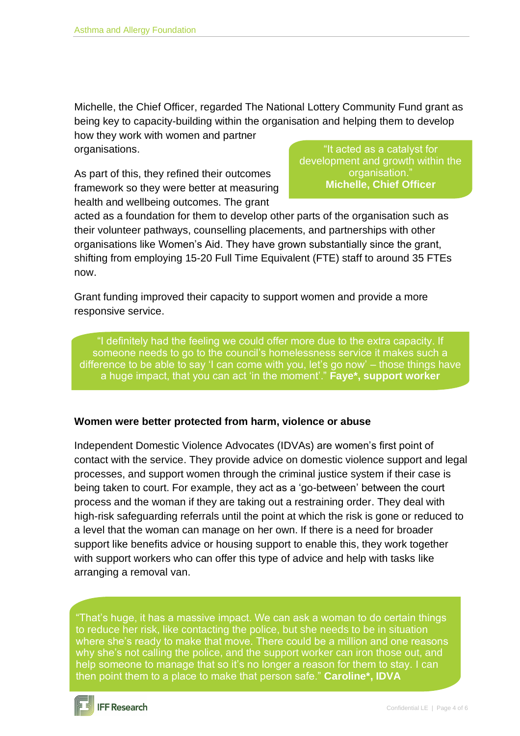Michelle, the Chief Officer, regarded The National Lottery Community Fund grant as being key to capacity-building within the organisation and helping them to develop how they work with women and partner organisations.

> "It acted as a catalyst for development and growth within the organisation."
> **Michelle, Chief Officer**

As part of this, they refined their outcomes framework so they were better at measuring health and wellbeing outcomes. The grant acted as a foundation for them to develop other parts of the organisation such as their volunteer pathways, counselling placements, and partnerships with other organisations like Women's Aid. They have grown substantially since the grant, shifting from employing 15-20 Full Time Equivalent (FTE) staff to around 35 FTEs now.

Grant funding improved their capacity to support women and provide a more responsive service.

> "I definitely had the feeling we could offer more due to the extra capacity. If someone needs to go to the council's homelessness service it makes such a difference to be able to say 'I can come with you, let's go now' – those things have a huge impact, that you can act 'in the moment'." **Faye*, support worker**

**Women were better protected from harm, violence or abuse**

Independent Domestic Violence Advocates (IDVAs) are women's first point of contact with the service. They provide advice on domestic violence support and legal processes, and support women through the criminal justice system if their case is being taken to court. For example, they act as a 'go-between' between the court process and the woman if they are taking out a restraining order. They deal with high-risk safeguarding referrals until the point at which the risk is gone or reduced to a level that the woman can manage on her own. If there is a need for broader support like benefits advice or housing support to enable this, they work together with support workers who can offer this type of advice and help with tasks like arranging a removal van.

> "That's huge, it has a massive impact. We can ask a woman to do certain things to reduce her risk, like contacting the police, but she needs to be in situation where she's ready to make that move. There could be a million and one reasons why she's not calling the police, and the support worker can iron those out, and help someone to manage that so it's no longer a reason for them to stay. I can then point them to a place to make that person safe." **Caroline*, IDVA**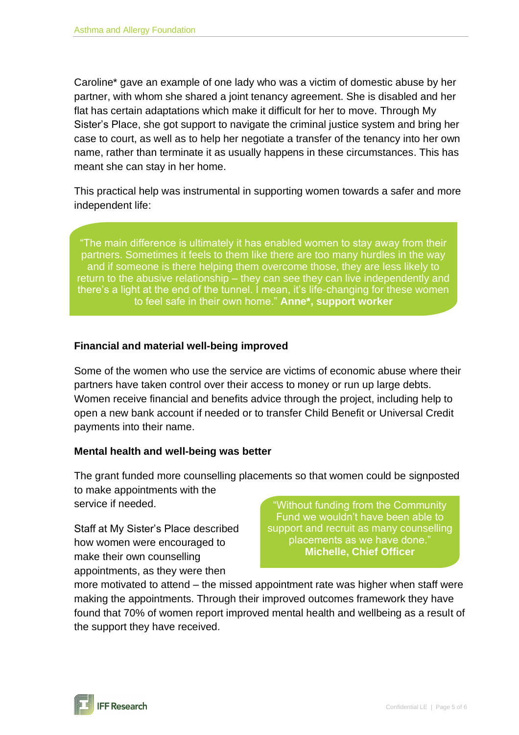Caroline* gave an example of one lady who was a victim of domestic abuse by her partner, with whom she shared a joint tenancy agreement. She is disabled and her flat has certain adaptations which make it difficult for her to move. Through My Sister's Place, she got support to navigate the criminal justice system and bring her case to court, as well as to help her negotiate a transfer of the tenancy into her own name, rather than terminate it as usually happens in these circumstances. This has meant she can stay in her home.

This practical help was instrumental in supporting women towards a safer and more independent life:

> "The main difference is ultimately it has enabled women to stay away from their partners. Sometimes it feels to them like there are too many hurdles in the way and if someone is there helping them overcome those, they are less likely to return to the abusive relationship – they can see they can live independently and there's a light at the end of the tunnel. I mean, it's life-changing for these women to feel safe in their own home." **Anne*, support worker**

**Financial and material well-being improved**

Some of the women who use the service are victims of economic abuse where their partners have taken control over their access to money or run up large debts. Women receive financial and benefits advice through the project, including help to open a new bank account if needed or to transfer Child Benefit or Universal Credit payments into their name.

**Mental health and well-being was better**

The grant funded more counselling placements so that women could be signposted to make appointments with the service if needed.

> "Without funding from the Community Fund we wouldn't have been able to support and recruit as many counselling placements as we have done." **Michelle, Chief Officer**

Staff at My Sister's Place described how women were encouraged to make their own counselling appointments, as they were then more motivated to attend – the missed appointment rate was higher when staff were making the appointments. Through their improved outcomes framework they have found that 70% of women report improved mental health and wellbeing as a result of the support they have received.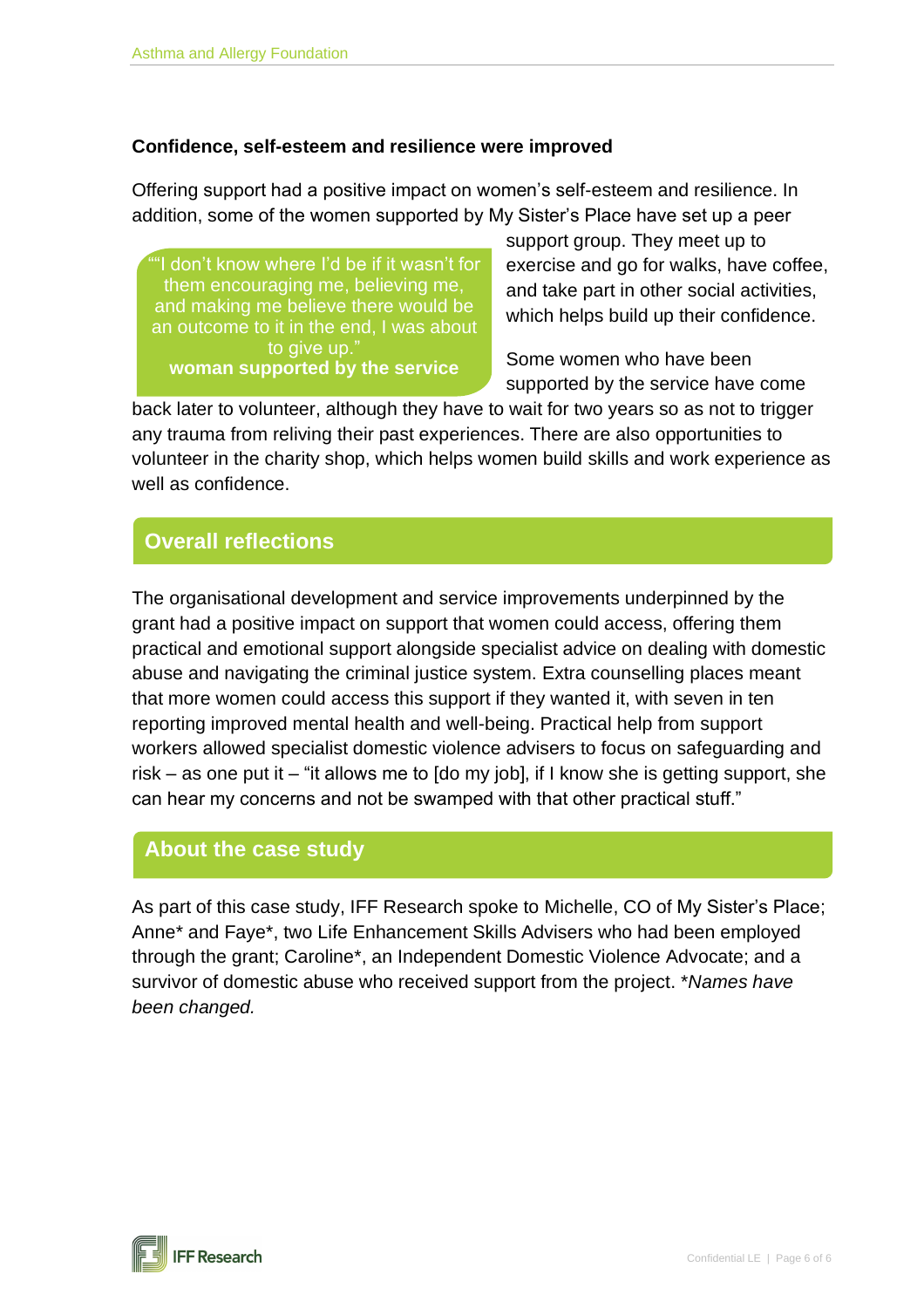**Confidence, self-esteem and resilience were improved**

Offering support had a positive impact on women's self-esteem and resilience. In addition, some of the women supported by My Sister's Place have set up a peer support group. They meet up to exercise and go for walks, have coffee, and take part in other social activities, which helps build up their confidence.

> ""I don't know where I'd be if it wasn't for them encouraging me, believing me, and making me believe there would be an outcome to it in the end, I was about to give up."
> **woman supported by the service**

Some women who have been supported by the service have come back later to volunteer, although they have to wait for two years so as not to trigger any trauma from reliving their past experiences. There are also opportunities to volunteer in the charity shop, which helps women build skills and work experience as well as confidence.

## Overall reflections

The organisational development and service improvements underpinned by the grant had a positive impact on support that women could access, offering them practical and emotional support alongside specialist advice on dealing with domestic abuse and navigating the criminal justice system. Extra counselling places meant that more women could access this support if they wanted it, with seven in ten reporting improved mental health and well-being. Practical help from support workers allowed specialist domestic violence advisers to focus on safeguarding and risk – as one put it – "it allows me to [do my job], if I know she is getting support, she can hear my concerns and not be swamped with that other practical stuff."

## About the case study

As part of this case study, IFF Research spoke to Michelle, CO of My Sister's Place; Anne* and Faye*, two Life Enhancement Skills Advisers who had been employed through the grant; Caroline*, an Independent Domestic Violence Advocate; and a survivor of domestic abuse who received support from the project. **Names have been changed.*